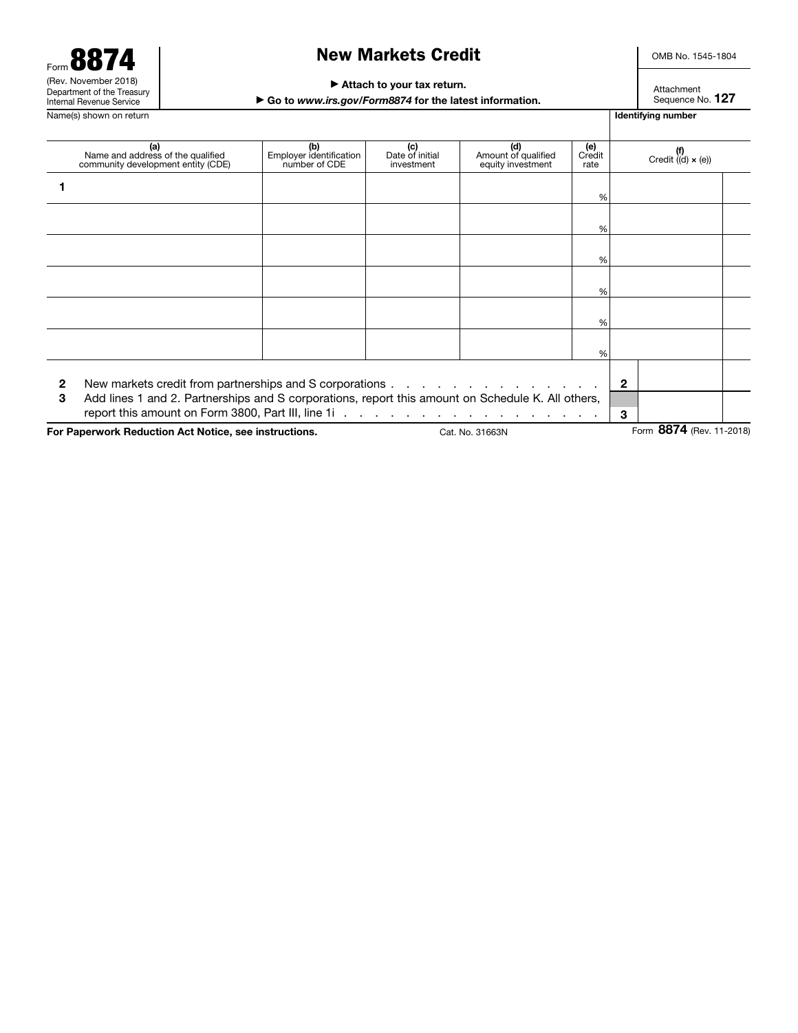Form **8874**
(Rev. November 2018)
Department of the Treasury
Internal Revenue Service

# New Markets Credit

▶ Attach to your tax return.
▶ Go to *www.irs.gov/Form8874* for the latest information.

OMB No. 1545-1804

Attachment Sequence No. **127**

Name(s) shown on return | **Identifying number**

| | (a) Name and address of the qualified community development entity (CDE) | (b) Employer identification number of CDE | (c) Date of initial investment | (d) Amount of qualified equity investment | (e) Credit rate | (f) Credit ((d) × (e)) |
|---|---|---|---|---|---|---|
| 1 | | | | | % | |
| | | | | | % | |
| | | | | | % | |
| | | | | | % | |
| | | | | | % | |
| | | | | | % | |

| | | | |
|---|---|---|---|
| 2 | New markets credit from partnerships and S corporations . . . . . . . . . . . . . . . . | 2 | |
| 3 | Add lines 1 and 2. Partnerships and S corporations, report this amount on Schedule K. All others, report this amount on Form 3800, Part III, line 1i . . . . . . . . . . . . . . . . . . . | 3 | |

**For Paperwork Reduction Act Notice, see instructions.** Cat. No. 31663N Form **8874** (Rev. 11-2018)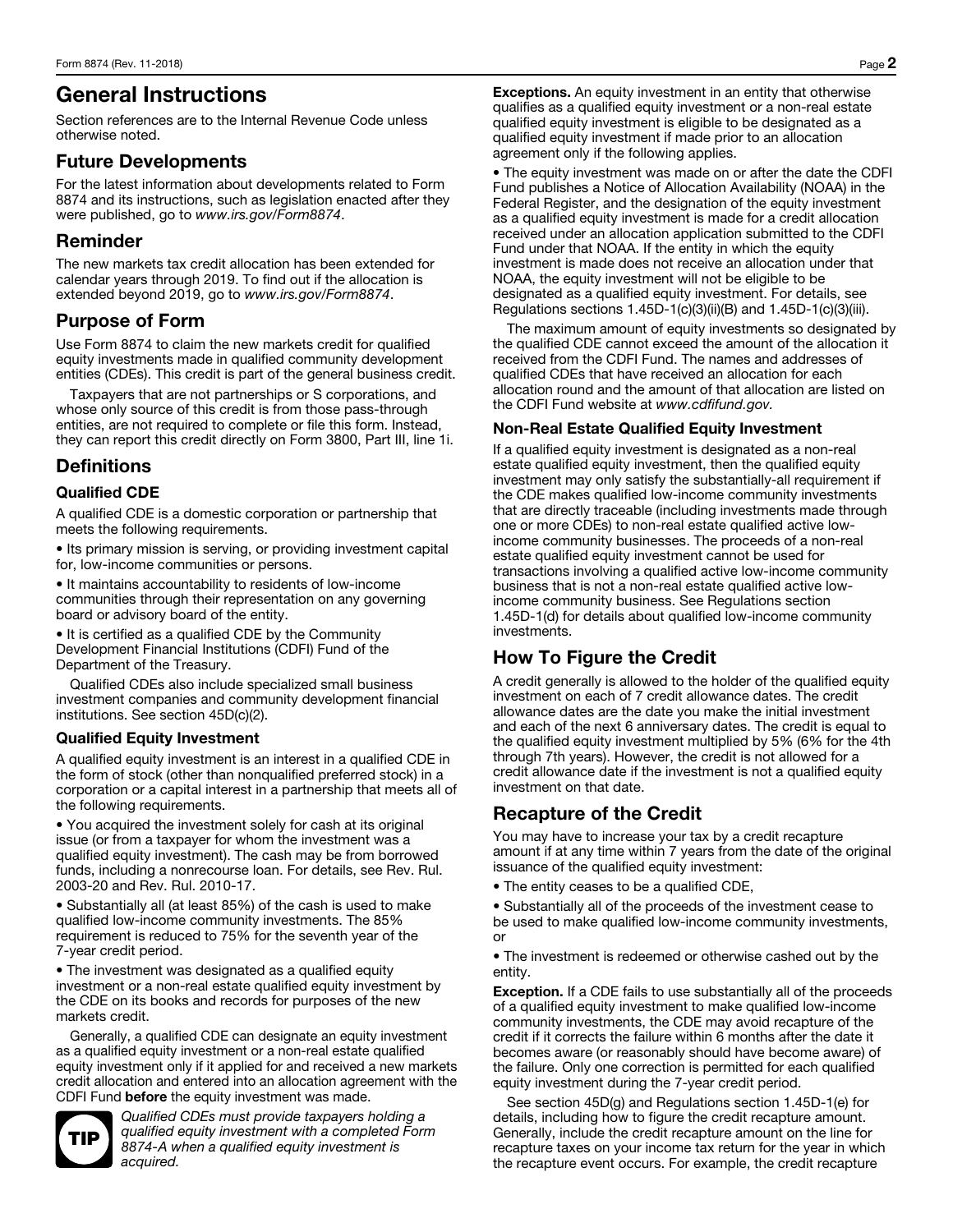# General Instructions

Section references are to the Internal Revenue Code unless otherwise noted.

## Future Developments

For the latest information about developments related to Form 8874 and its instructions, such as legislation enacted after they were published, go to *www.irs.gov/Form8874*.

## Reminder

The new markets tax credit allocation has been extended for calendar years through 2019. To find out if the allocation is extended beyond 2019, go to *www.irs.gov/Form8874*.

## Purpose of Form

Use Form 8874 to claim the new markets credit for qualified equity investments made in qualified community development entities (CDEs). This credit is part of the general business credit.

Taxpayers that are not partnerships or S corporations, and whose only source of this credit is from those pass-through entities, are not required to complete or file this form. Instead, they can report this credit directly on Form 3800, Part III, line 1i.

## Definitions

### Qualified CDE

A qualified CDE is a domestic corporation or partnership that meets the following requirements.

- Its primary mission is serving, or providing investment capital for, low-income communities or persons.
- It maintains accountability to residents of low-income communities through their representation on any governing board or advisory board of the entity.
- It is certified as a qualified CDE by the Community Development Financial Institutions (CDFI) Fund of the Department of the Treasury.

Qualified CDEs also include specialized small business investment companies and community development financial institutions. See section 45D(c)(2).

### Qualified Equity Investment

A qualified equity investment is an interest in a qualified CDE in the form of stock (other than nonqualified preferred stock) in a corporation or a capital interest in a partnership that meets all of the following requirements.

- You acquired the investment solely for cash at its original issue (or from a taxpayer for whom the investment was a qualified equity investment). The cash may be from borrowed funds, including a nonrecourse loan. For details, see Rev. Rul. 2003-20 and Rev. Rul. 2010-17.
- Substantially all (at least 85%) of the cash is used to make qualified low-income community investments. The 85% requirement is reduced to 75% for the seventh year of the 7-year credit period.
- The investment was designated as a qualified equity investment or a non-real estate qualified equity investment by the CDE on its books and records for purposes of the new markets credit.

Generally, a qualified CDE can designate an equity investment as a qualified equity investment or a non-real estate qualified equity investment only if it applied for and received a new markets credit allocation and entered into an allocation agreement with the CDFI Fund **before** the equity investment was made.

**TIP** *Qualified CDEs must provide taxpayers holding a qualified equity investment with a completed Form 8874-A when a qualified equity investment is acquired.*

**Exceptions.** An equity investment in an entity that otherwise qualifies as a qualified equity investment or a non-real estate qualified equity investment is eligible to be designated as a qualified equity investment if made prior to an allocation agreement only if the following applies.

- The equity investment was made on or after the date the CDFI Fund publishes a Notice of Allocation Availability (NOAA) in the Federal Register, and the designation of the equity investment as a qualified equity investment is made for a credit allocation received under an allocation application submitted to the CDFI Fund under that NOAA. If the entity in which the equity investment is made does not receive an allocation under that NOAA, the equity investment will not be eligible to be designated as a qualified equity investment. For details, see Regulations sections 1.45D-1(c)(3)(ii)(B) and 1.45D-1(c)(3)(iii).

The maximum amount of equity investments so designated by the qualified CDE cannot exceed the amount of the allocation it received from the CDFI Fund. The names and addresses of qualified CDEs that have received an allocation for each allocation round and the amount of that allocation are listed on the CDFI Fund website at *www.cdfifund.gov.*

### Non-Real Estate Qualified Equity Investment

If a qualified equity investment is designated as a non-real estate qualified equity investment, then the qualified equity investment may only satisfy the substantially-all requirement if the CDE makes qualified low-income community investments that are directly traceable (including investments made through one or more CDEs) to non-real estate qualified active low-income community businesses. The proceeds of a non-real estate qualified equity investment cannot be used for transactions involving a qualified active low-income community business that is not a non-real estate qualified active low-income community business. See Regulations section 1.45D-1(d) for details about qualified low-income community investments.

## How To Figure the Credit

A credit generally is allowed to the holder of the qualified equity investment on each of 7 credit allowance dates. The credit allowance dates are the date you make the initial investment and each of the next 6 anniversary dates. The credit is equal to the qualified equity investment multiplied by 5% (6% for the 4th through 7th years). However, the credit is not allowed for a credit allowance date if the investment is not a qualified equity investment on that date.

## Recapture of the Credit

You may have to increase your tax by a credit recapture amount if at any time within 7 years from the date of the original issuance of the qualified equity investment:

- The entity ceases to be a qualified CDE,
- Substantially all of the proceeds of the investment cease to be used to make qualified low-income community investments, or
- The investment is redeemed or otherwise cashed out by the entity.

**Exception.** If a CDE fails to use substantially all of the proceeds of a qualified equity investment to make qualified low-income community investments, the CDE may avoid recapture of the credit if it corrects the failure within 6 months after the date it becomes aware (or reasonably should have become aware) of the failure. Only one correction is permitted for each qualified equity investment during the 7-year credit period.

See section 45D(g) and Regulations section 1.45D-1(e) for details, including how to figure the credit recapture amount. Generally, include the credit recapture amount on the line for recapture taxes on your income tax return for the year in which the recapture event occurs. For example, the credit recapture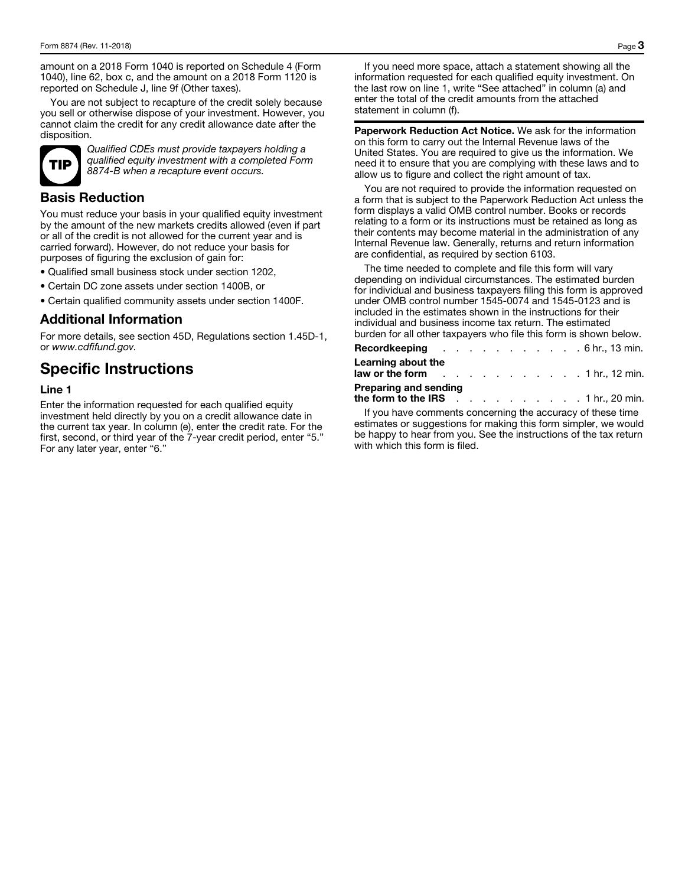amount on a 2018 Form 1040 is reported on Schedule 4 (Form 1040), line 62, box c, and the amount on a 2018 Form 1120 is reported on Schedule J, line 9f (Other taxes).

You are not subject to recapture of the credit solely because you sell or otherwise dispose of your investment. However, you cannot claim the credit for any credit allowance date after the disposition.

**TIP** *Qualified CDEs must provide taxpayers holding a qualified equity investment with a completed Form 8874-B when a recapture event occurs.*

## Basis Reduction

You must reduce your basis in your qualified equity investment by the amount of the new markets credits allowed (even if part or all of the credit is not allowed for the current year and is carried forward). However, do not reduce your basis for purposes of figuring the exclusion of gain for:

- Qualified small business stock under section 1202,
- Certain DC zone assets under section 1400B, or
- Certain qualified community assets under section 1400F.

## Additional Information

For more details, see section 45D, Regulations section 1.45D-1, or *www.cdfifund.gov.*

# Specific Instructions

### Line 1

Enter the information requested for each qualified equity investment held directly by you on a credit allowance date in the current tax year. In column (e), enter the credit rate. For the first, second, or third year of the 7-year credit period, enter "5." For any later year, enter "6."

If you need more space, attach a statement showing all the information requested for each qualified equity investment. On the last row on line 1, write "See attached" in column (a) and enter the total of the credit amounts from the attached statement in column (f).

**Paperwork Reduction Act Notice.** We ask for the information on this form to carry out the Internal Revenue laws of the United States. You are required to give us the information. We need it to ensure that you are complying with these laws and to allow us to figure and collect the right amount of tax.

You are not required to provide the information requested on a form that is subject to the Paperwork Reduction Act unless the form displays a valid OMB control number. Books or records relating to a form or its instructions must be retained as long as their contents may become material in the administration of any Internal Revenue law. Generally, returns and return information are confidential, as required by section 6103.

The time needed to complete and file this form will vary depending on individual circumstances. The estimated burden for individual and business taxpayers filing this form is approved under OMB control number 1545-0074 and 1545-0123 and is included in the estimates shown in the instructions for their individual and business income tax return. The estimated burden for all other taxpayers who file this form is shown below.

| | |
|---|---|
| **Recordkeeping** | 6 hr., 13 min. |
| **Learning about the law or the form** | 1 hr., 12 min. |
| **Preparing and sending the form to the IRS** | 1 hr., 20 min. |

If you have comments concerning the accuracy of these time estimates or suggestions for making this form simpler, we would be happy to hear from you. See the instructions of the tax return with which this form is filed.